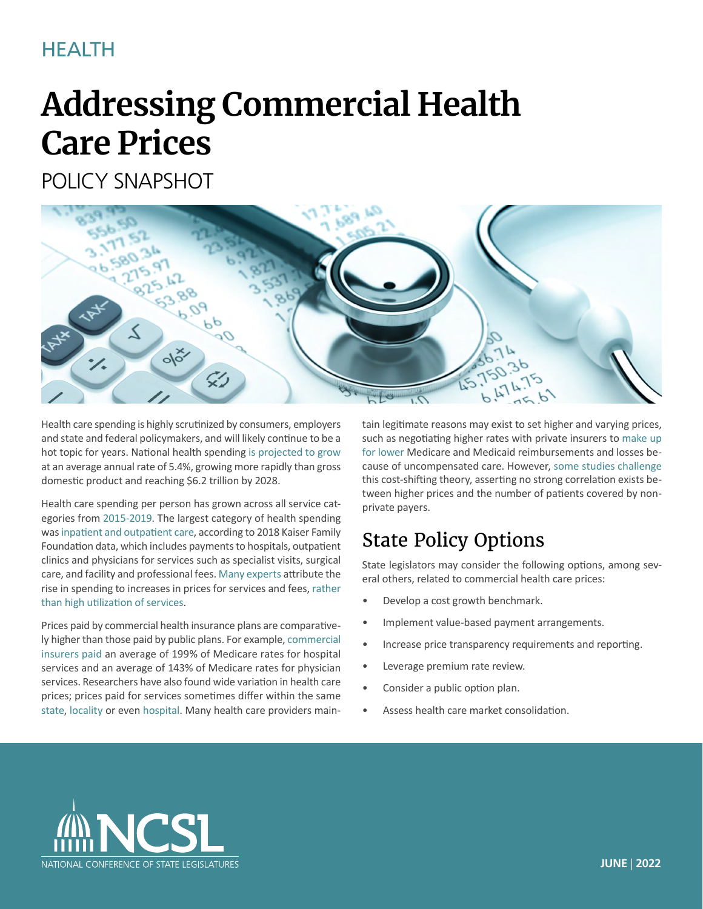HEALTH

# Addressing Commercial Health Care Prices

POLICY SNAPSHOT

Health care spending is highly scrutinized by consumers, employers and state and federal policymakers, and will likely continue to be a hot topic for years. National health spending is projected to grow at an average annual rate of 5.4%, growing more rapidly than gross domestic product and reaching $6.2 trillion by 2028.

Health care spending per person has grown across all service categories from 2015-2019. The largest category of health spending was inpatient and outpatient care, according to 2018 Kaiser Family Foundation data, which includes payments to hospitals, outpatient clinics and physicians for services such as specialist visits, surgical care, and facility and professional fees. Many experts attribute the rise in spending to increases in prices for services and fees, rather than high utilization of services.

Prices paid by commercial health insurance plans are comparatively higher than those paid by public plans. For example, commercial insurers paid an average of 199% of Medicare rates for hospital services and an average of 143% of Medicare rates for physician services. Researchers have also found wide variation in health care prices; prices paid for services sometimes differ within the same state, locality or even hospital. Many health care providers maintain legitimate reasons may exist to set higher and varying prices, such as negotiating higher rates with private insurers to make up for lower Medicare and Medicaid reimbursements and losses because of uncompensated care. However, some studies challenge this cost-shifting theory, asserting no strong correlation exists between higher prices and the number of patients covered by non-private payers.

## State Policy Options

State legislators may consider the following options, among several others, related to commercial health care prices:

- Develop a cost growth benchmark.
- Implement value-based payment arrangements.
- Increase price transparency requirements and reporting.
- Leverage premium rate review.
- Consider a public option plan.
- Assess health care market consolidation.

NCSL
NATIONAL CONFERENCE OF STATE LEGISLATURES

JUNE | 2022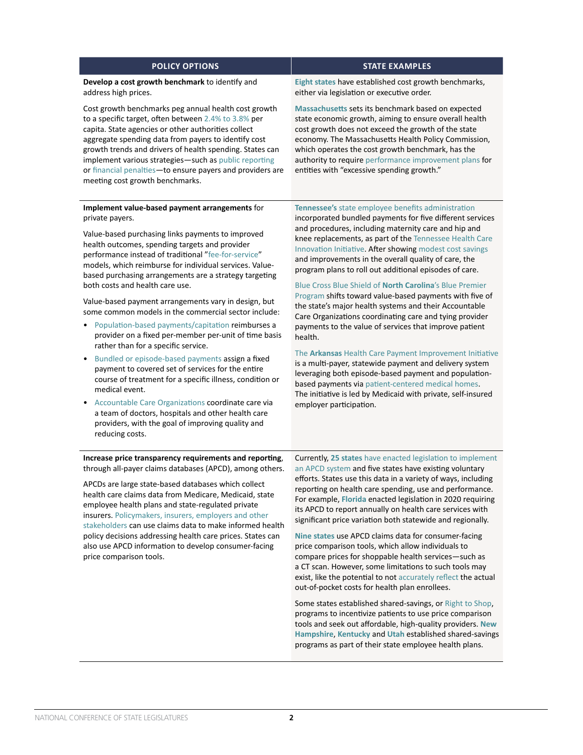| POLICY OPTIONS | STATE EXAMPLES |
| --- | --- |
| **Develop a cost growth benchmark** to identify and address high prices.<br><br>Cost growth benchmarks peg annual health cost growth to a specific target, often between 2.4% to 3.8% per capita. State agencies or other authorities collect aggregate spending data from payers to identify cost growth trends and drivers of health spending. States can implement various strategies—such as public reporting or financial penalties—to ensure payers and providers are meeting cost growth benchmarks. | **Eight states** have established cost growth benchmarks, either via legislation or executive order.<br><br>**Massachusetts** sets its benchmark based on expected state economic growth, aiming to ensure overall health cost growth does not exceed the growth of the state economy. The Massachusetts Health Policy Commission, which operates the cost growth benchmark, has the authority to require performance improvement plans for entities with "excessive spending growth." |
| **Implement value-based payment arrangements** for private payers.<br><br>Value-based purchasing links payments to improved health outcomes, spending targets and provider performance instead of traditional "fee-for-service" models, which reimburse for individual services. Value-based purchasing arrangements are a strategy targeting both costs and health care use.<br><br>Value-based payment arrangements vary in design, but some common models in the commercial sector include:<br>• Population-based payments/capitation reimburses a provider on a fixed per-member per-unit of time basis rather than for a specific service.<br>• Bundled or episode-based payments assign a fixed payment to covered set of services for the entire course of treatment for a specific illness, condition or medical event.<br>• Accountable Care Organizations coordinate care via a team of doctors, hospitals and other health care providers, with the goal of improving quality and reducing costs. | **Tennessee's** state employee benefits administration incorporated bundled payments for five different services and procedures, including maternity care and hip and knee replacements, as part of the Tennessee Health Care Innovation Initiative. After showing modest cost savings and improvements in the overall quality of care, the program plans to roll out additional episodes of care.<br><br>Blue Cross Blue Shield of **North Carolina**'s Blue Premier Program shifts toward value-based payments with five of the state's major health systems and their Accountable Care Organizations coordinating care and tying provider payments to the value of services that improve patient health.<br><br>The **Arkansas** Health Care Payment Improvement Initiative is a multi-payer, statewide payment and delivery system leveraging both episode-based payment and population-based payments via patient-centered medical homes. The initiative is led by Medicaid with private, self-insured employer participation. |
| **Increase price transparency requirements and reporting**, through all-payer claims databases (APCD), among others.<br><br>APCDs are large state-based databases which collect health care claims data from Medicare, Medicaid, state employee health plans and state-regulated private insurers. Policymakers, insurers, employers and other stakeholders can use claims data to make informed health policy decisions addressing health care prices. States can also use APCD information to develop consumer-facing price comparison tools. | Currently, **25 states** have enacted legislation to implement an APCD system and five states have existing voluntary efforts. States use this data in a variety of ways, including reporting on health care spending, use and performance. For example, **Florida** enacted legislation in 2020 requiring its APCD to report annually on health care services with significant price variation both statewide and regionally.<br><br>**Nine states** use APCD claims data for consumer-facing price comparison tools, which allow individuals to compare prices for shoppable health services—such as a CT scan. However, some limitations to such tools may exist, like the potential to not accurately reflect the actual out-of-pocket costs for health plan enrollees.<br><br>Some states established shared-savings, or Right to Shop, programs to incentivize patients to use price comparison tools and seek out affordable, high-quality providers. **New Hampshire**, **Kentucky** and **Utah** established shared-savings programs as part of their state employee health plans. |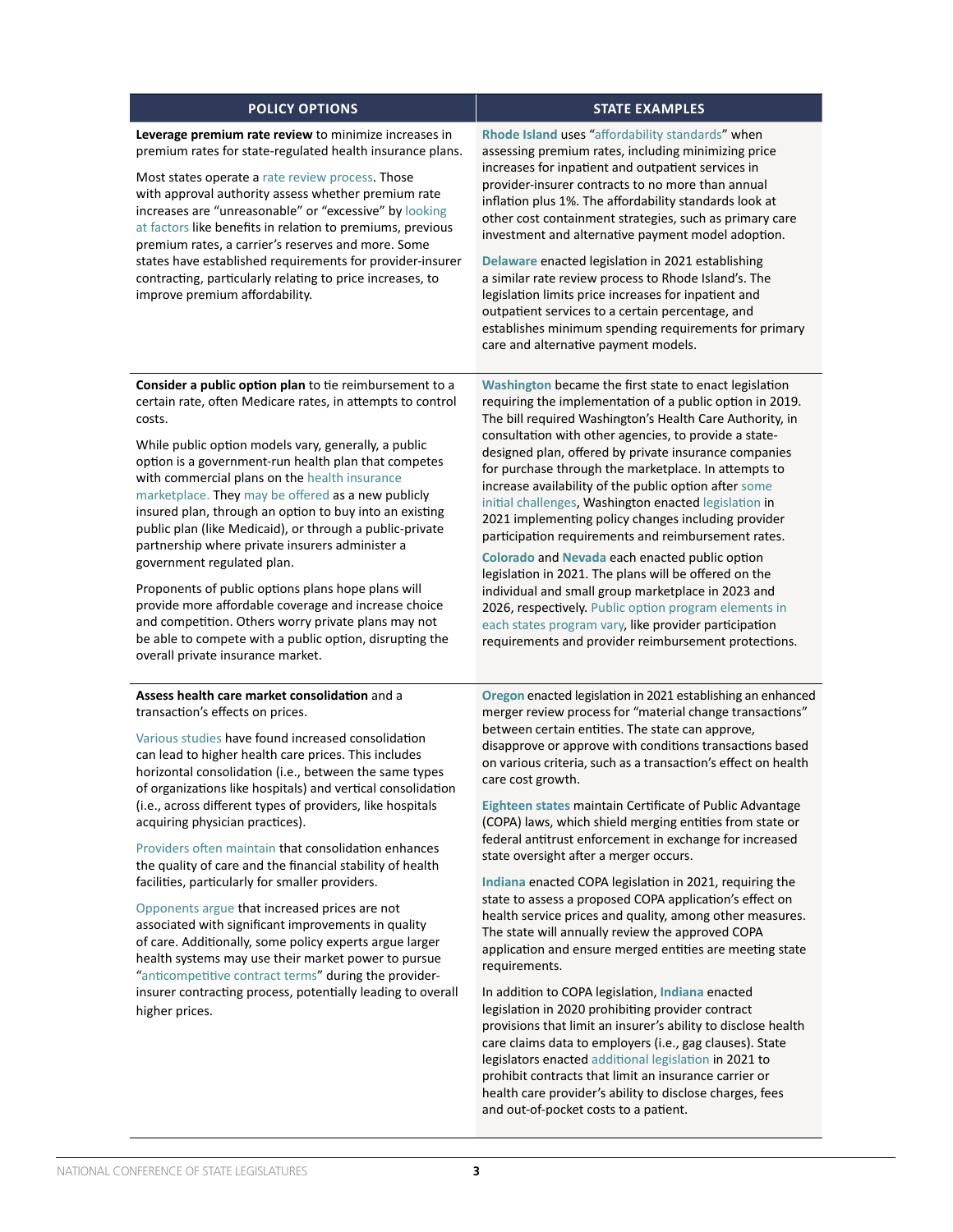| POLICY OPTIONS | STATE EXAMPLES |
|---|---|
| **Leverage premium rate review** to minimize increases in premium rates for state-regulated health insurance plans.<br><br>Most states operate a rate review process. Those with approval authority assess whether premium rate increases are "unreasonable" or "excessive" by looking at factors like benefits in relation to premiums, previous premium rates, a carrier's reserves and more. Some states have established requirements for provider-insurer contracting, particularly relating to price increases, to improve premium affordability. | **Rhode Island** uses "affordability standards" when assessing premium rates, including minimizing price increases for inpatient and outpatient services in provider-insurer contracts to no more than annual inflation plus 1%. The affordability standards look at other cost containment strategies, such as primary care investment and alternative payment model adoption.<br><br>**Delaware** enacted legislation in 2021 establishing a similar rate review process to Rhode Island's. The legislation limits price increases for inpatient and outpatient services to a certain percentage, and establishes minimum spending requirements for primary care and alternative payment models. |
| **Consider a public option plan** to tie reimbursement to a certain rate, often Medicare rates, in attempts to control costs.<br><br>While public option models vary, generally, a public option is a government-run health plan that competes with commercial plans on the health insurance marketplace. They may be offered as a new publicly insured plan, through an option to buy into an existing public plan (like Medicaid), or through a public-private partnership where private insurers administer a government regulated plan.<br><br>Proponents of public options plans hope plans will provide more affordable coverage and increase choice and competition. Others worry private plans may not be able to compete with a public option, disrupting the overall private insurance market. | **Washington** became the first state to enact legislation requiring the implementation of a public option in 2019. The bill required Washington's Health Care Authority, in consultation with other agencies, to provide a state-designed plan, offered by private insurance companies for purchase through the marketplace. In attempts to increase availability of the public option after some initial challenges, Washington enacted legislation in 2021 implementing policy changes including provider participation requirements and reimbursement rates.<br><br>**Colorado** and **Nevada** each enacted public option legislation in 2021. The plans will be offered on the individual and small group marketplace in 2023 and 2026, respectively. Public option program elements in each states program vary, like provider participation requirements and provider reimbursement protections. |
| **Assess health care market consolidation** and a transaction's effects on prices.<br><br>Various studies have found increased consolidation can lead to higher health care prices. This includes horizontal consolidation (i.e., between the same types of organizations like hospitals) and vertical consolidation (i.e., across different types of providers, like hospitals acquiring physician practices).<br><br>Providers often maintain that consolidation enhances the quality of care and the financial stability of health facilities, particularly for smaller providers.<br><br>Opponents argue that increased prices are not associated with significant improvements in quality of care. Additionally, some policy experts argue larger health systems may use their market power to pursue "anticompetitive contract terms" during the provider-insurer contracting process, potentially leading to overall higher prices. | **Oregon** enacted legislation in 2021 establishing an enhanced merger review process for "material change transactions" between certain entities. The state can approve, disapprove or approve with conditions transactions based on various criteria, such as a transaction's effect on health care cost growth.<br><br>**Eighteen states** maintain Certificate of Public Advantage (COPA) laws, which shield merging entities from state or federal antitrust enforcement in exchange for increased state oversight after a merger occurs.<br><br>**Indiana** enacted COPA legislation in 2021, requiring the state to assess a proposed COPA application's effect on health service prices and quality, among other measures. The state will annually review the approved COPA application and ensure merged entities are meeting state requirements.<br><br>In addition to COPA legislation, **Indiana** enacted legislation in 2020 prohibiting provider contract provisions that limit an insurer's ability to disclose health care claims data to employers (i.e., gag clauses). State legislators enacted additional legislation in 2021 to prohibit contracts that limit an insurance carrier or health care provider's ability to disclose charges, fees and out-of-pocket costs to a patient. |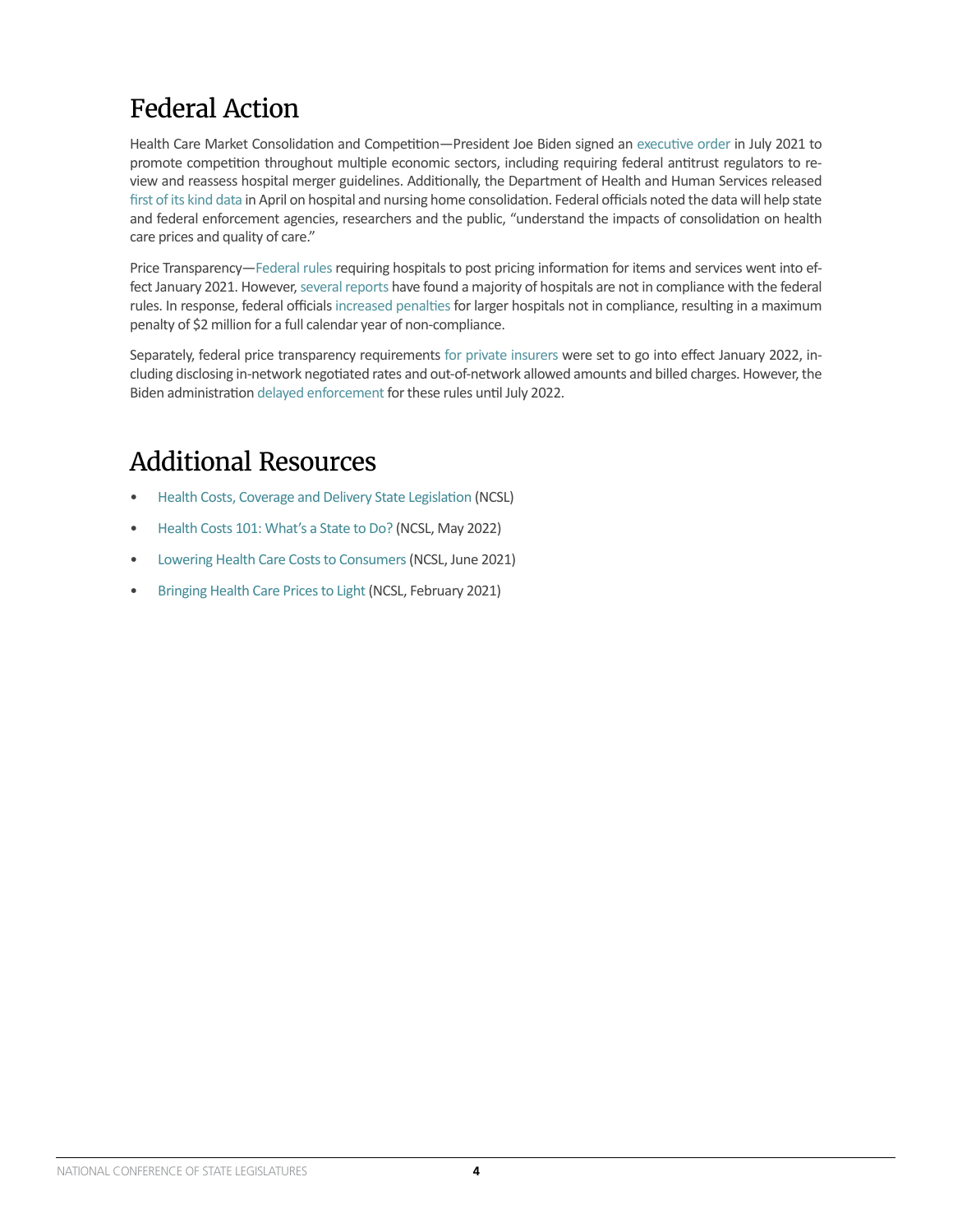# Federal Action

Health Care Market Consolidation and Competition—President Joe Biden signed an executive order in July 2021 to promote competition throughout multiple economic sectors, including requiring federal antitrust regulators to review and reassess hospital merger guidelines. Additionally, the Department of Health and Human Services released first of its kind data in April on hospital and nursing home consolidation. Federal officials noted the data will help state and federal enforcement agencies, researchers and the public, "understand the impacts of consolidation on health care prices and quality of care."

Price Transparency—Federal rules requiring hospitals to post pricing information for items and services went into effect January 2021. However, several reports have found a majority of hospitals are not in compliance with the federal rules. In response, federal officials increased penalties for larger hospitals not in compliance, resulting in a maximum penalty of $2 million for a full calendar year of non-compliance.

Separately, federal price transparency requirements for private insurers were set to go into effect January 2022, including disclosing in-network negotiated rates and out-of-network allowed amounts and billed charges. However, the Biden administration delayed enforcement for these rules until July 2022.

# Additional Resources

- Health Costs, Coverage and Delivery State Legislation (NCSL)
- Health Costs 101: What's a State to Do? (NCSL, May 2022)
- Lowering Health Care Costs to Consumers (NCSL, June 2021)
- Bringing Health Care Prices to Light (NCSL, February 2021)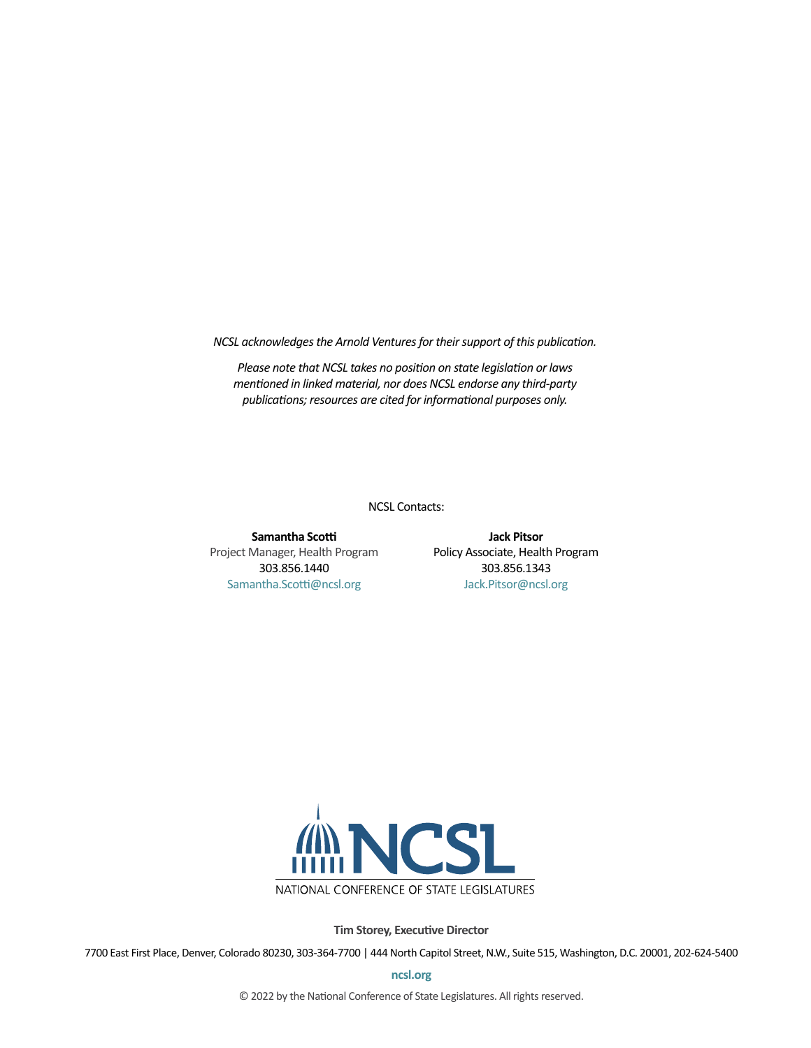*NCSL acknowledges the Arnold Ventures for their support of this publication.*

*Please note that NCSL takes no position on state legislation or laws mentioned in linked material, nor does NCSL endorse any third-party publications; resources are cited for informational purposes only.*

NCSL Contacts:

**Samantha Scotti**
Project Manager, Health Program
303.856.1440
Samantha.Scotti@ncsl.org

**Jack Pitsor**
Policy Associate, Health Program
303.856.1343
Jack.Pitsor@ncsl.org

NCSL
NATIONAL CONFERENCE OF STATE LEGISLATURES

**Tim Storey, Executive Director**

7700 East First Place, Denver, Colorado 80230, 303-364-7700 | 444 North Capitol Street, N.W., Suite 515, Washington, D.C. 20001, 202-624-5400

**ncsl.org**

© 2022 by the National Conference of State Legislatures. All rights reserved.